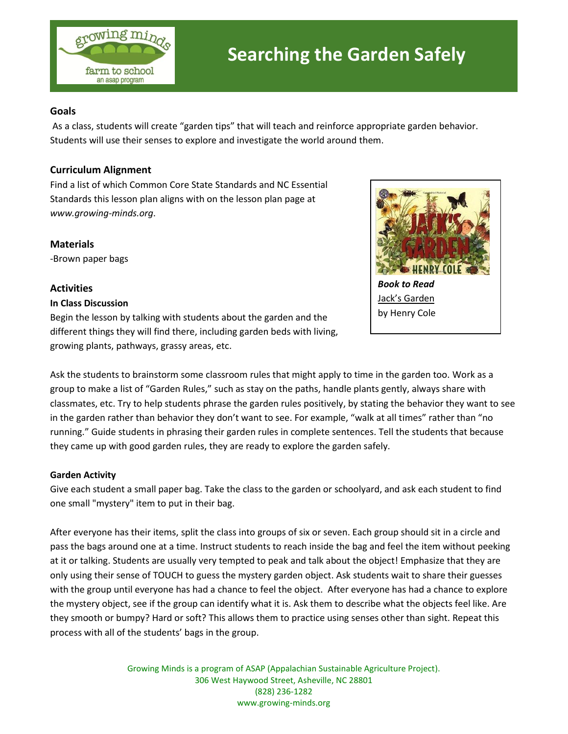# Searching the Garden Safely

## Goals

As a class, students will create "garden tips" that will teach and reinforce appropriate garden behavior. Students will use their senses to explore and investigate the world around them.

## Curriculum Alignment

Find a list of which Common Core State Standards and NC Essential Standards this lesson plan aligns with on the lesson plan page at *www.growing-minds.org*.

## Materials

-Brown paper bags

***Book to Read***
Jack's Garden
by Henry Cole

## Activities

### In Class Discussion

Begin the lesson by talking with students about the garden and the different things they will find there, including garden beds with living, growing plants, pathways, grassy areas, etc.

Ask the students to brainstorm some classroom rules that might apply to time in the garden too. Work as a group to make a list of "Garden Rules," such as stay on the paths, handle plants gently, always share with classmates, etc. Try to help students phrase the garden rules positively, by stating the behavior they want to see in the garden rather than behavior they don't want to see. For example, "walk at all times" rather than "no running." Guide students in phrasing their garden rules in complete sentences. Tell the students that because they came up with good garden rules, they are ready to explore the garden safely.

### Garden Activity

Give each student a small paper bag. Take the class to the garden or schoolyard, and ask each student to find one small "mystery" item to put in their bag.

After everyone has their items, split the class into groups of six or seven. Each group should sit in a circle and pass the bags around one at a time. Instruct students to reach inside the bag and feel the item without peeking at it or talking. Students are usually very tempted to peak and talk about the object! Emphasize that they are only using their sense of TOUCH to guess the mystery garden object. Ask students wait to share their guesses with the group until everyone has had a chance to feel the object. After everyone has had a chance to explore the mystery object, see if the group can identify what it is. Ask them to describe what the objects feel like. Are they smooth or bumpy? Hard or soft? This allows them to practice using senses other than sight. Repeat this process with all of the students' bags in the group.

Growing Minds is a program of ASAP (Appalachian Sustainable Agriculture Project).
306 West Haywood Street, Asheville, NC 28801
(828) 236-1282
www.growing-minds.org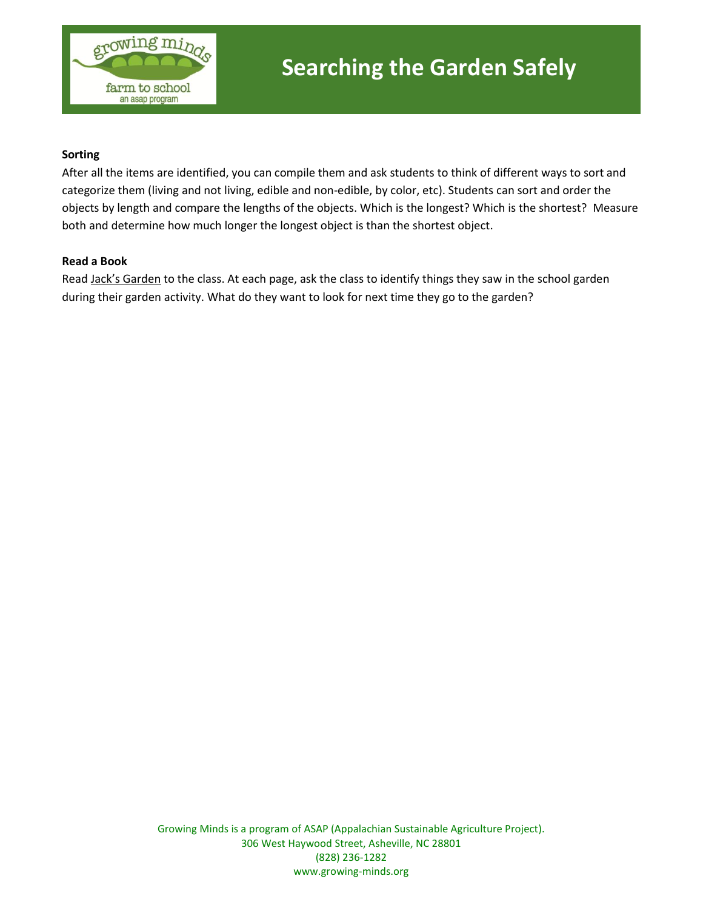# Searching the Garden Safely

**Sorting**

After all the items are identified, you can compile them and ask students to think of different ways to sort and categorize them (living and not living, edible and non-edible, by color, etc). Students can sort and order the objects by length and compare the lengths of the objects. Which is the longest? Which is the shortest? Measure both and determine how much longer the longest object is than the shortest object.

**Read a Book**

Read Jack's Garden to the class. At each page, ask the class to identify things they saw in the school garden during their garden activity. What do they want to look for next time they go to the garden?

Growing Minds is a program of ASAP (Appalachian Sustainable Agriculture Project).
306 West Haywood Street, Asheville, NC 28801
(828) 236-1282
www.growing-minds.org